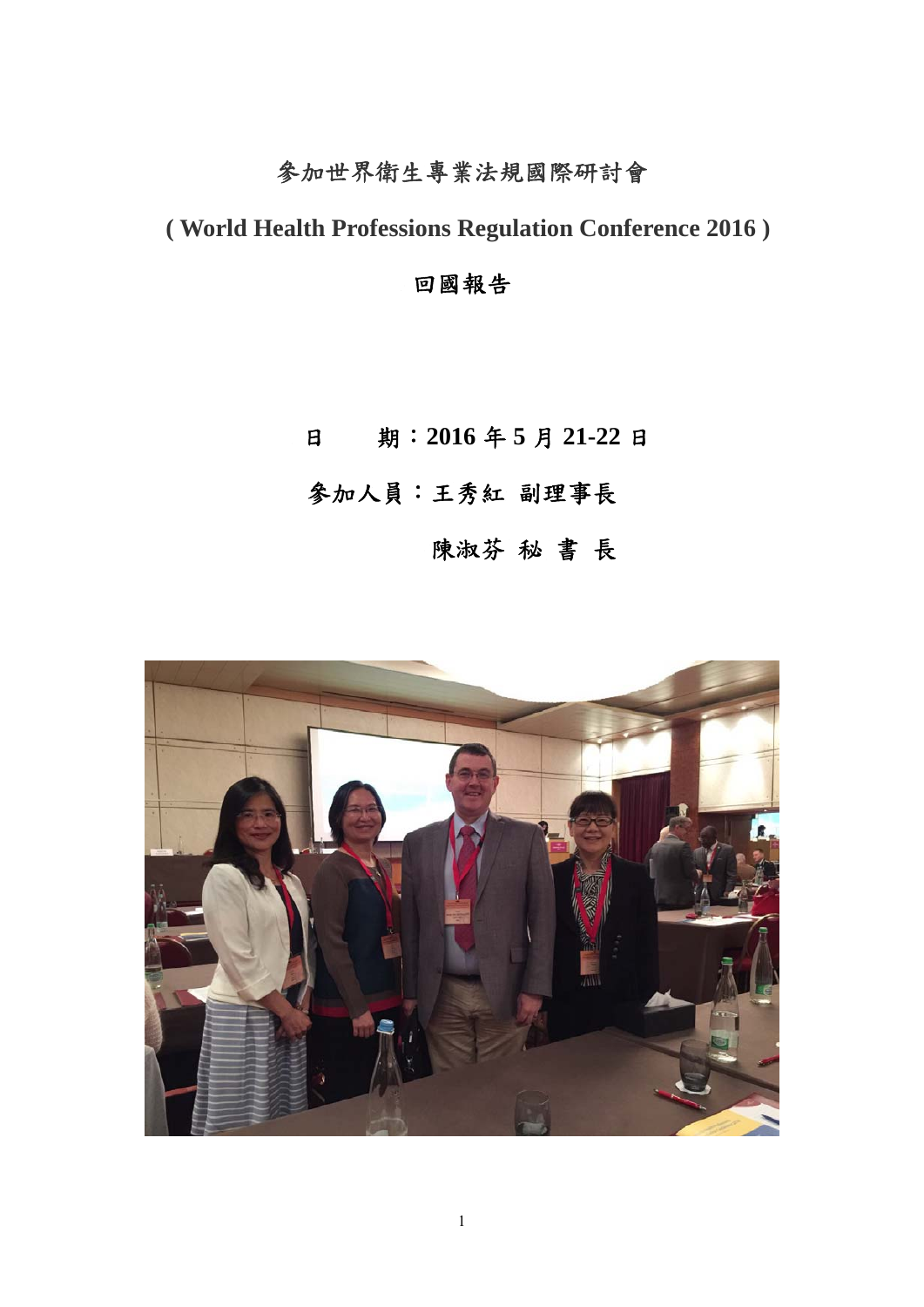# 參加世界衛生專業法規國際研討會

# ( World Health Professions Regulation Conference 2016 )

# 回國報告

日　　期：**2016 年 5 月 21-22 日**

參加人員：王秀紅 副理事長

　　　　　陳淑芬 秘 書 長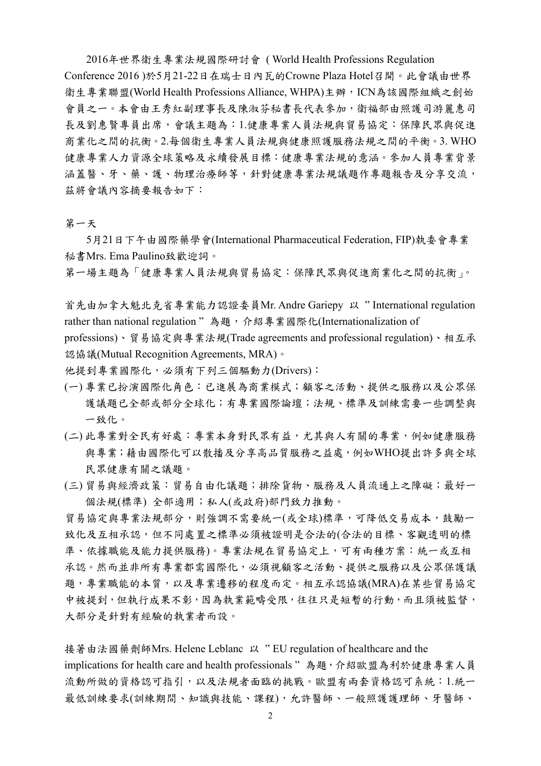2016年世界衛生專業法規國際研討會 ( World Health Professions Regulation Conference 2016 )於5月21-22日在瑞士日內瓦的Crowne Plaza Hotel召開。此會議由世界衛生專業聯盟(World Health Professions Alliance, WHPA)主辦，ICN為該國際組織之創始會員之一。本會由王秀紅副理事長及陳淑芬秘書長代表參加，衛福部由照護司游麗惠司長及劉惠賢專員出席，會議主題為：1.健康專業人員法規與貿易協定：保障民眾與促進商業化之間的抗衡。2.每個衛生專業人員法規與健康照護服務法規之間的平衡。3. WHO健康專業人力資源全球策略及永續發展目標：健康專業法規的意涵。參加人員專業背景涵蓋醫、牙、藥、護、物理治療師等，針對健康專業法規議題作專題報告及分享交流，茲將會議內容摘要報告如下：

第一天

5月21日下午由國際藥學會(International Pharmaceutical Federation, FIP)執委會專業秘書Mrs. Ema Paulino致歡迎詞。

第一場主題為「健康專業人員法規與貿易協定：保障民眾與促進商業化之間的抗衡」。

首先由加拿大魁北克省專業能力認證委員Mr. Andre Gariepy 以〝International regulation rather than national regulation〞為題，介紹專業國際化(Internationalization of professions)、貿易協定與專業法規(Trade agreements and professional regulation)、相互承認協議(Mutual Recognition Agreements, MRA)。

他提到專業國際化，必須有下列三個驅動力(Drivers)：

(一) 專業已扮演國際化角色：已進展為商業模式；顧客之活動、提供之服務以及公眾保護議題已全部或部分全球化；有專業國際論壇；法規、標準及訓練需要一些調整與一致化。
(二) 此專業對全民有好處：專業本身對民眾有益，尤其與人有關的專業，例如健康服務與專業；藉由國際化可以散播及分享高品質服務之益處，例如WHO提出許多與全球民眾健康有關之議題。
(三) 貿易與經濟政策：貿易自由化議題；排除貨物、服務及人員流通上之障礙；最好一個法規(標準) 全部適用；私人(或政府)部門致力推動。

貿易協定與專業法規部分，則強調不需要統一(或全球)標準，可降低交易成本，鼓勵一致化及互相承認，但不同處置之標準必須被證明是合法的(合法的目標、客觀透明的標準、依據職能及能力提供服務)。專業法規在貿易協定上，可有兩種方案：統一或互相承認。然而並非所有專業都需國際化，必須視顧客之活動、提供之服務以及公眾保護議題，專業職能的本質，以及專業遷移的程度而定。相互承認協議(MRA)在某些貿易協定中被提到，但執行成果不彰，因為執業範疇受限，往往只是短暫的行動，而且須被監督，大部分是針對有經驗的執業者而設。

接著由法國藥劑師Mrs. Helene Leblanc 以〝EU regulation of healthcare and the implications for health care and health professionals〞為題，介紹歐盟為利於健康專業人員流動所做的資格認可指引，以及法規者面臨的挑戰。歐盟有兩套資格認可系統：1.統一最低訓練要求(訓練期間、知識與技能、課程)，允許醫師、一般照護護理師、牙醫師、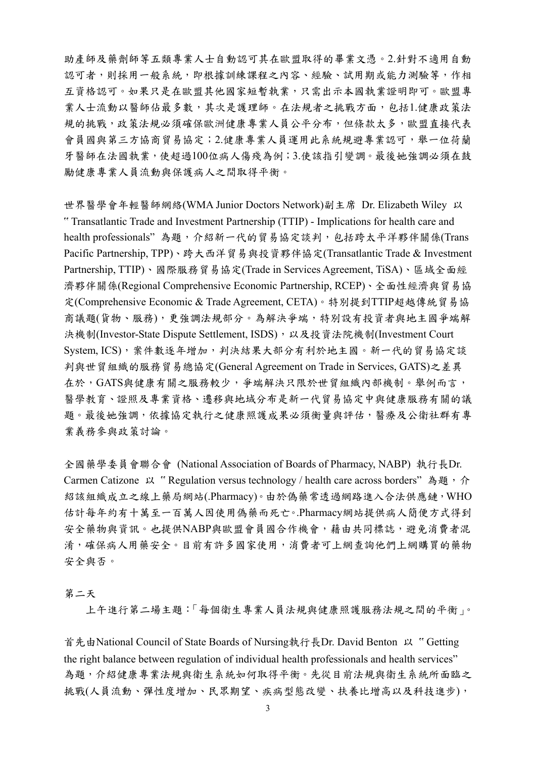助產師及藥劑師等五類專業人士自動認可其在歐盟取得的畢業文憑。2.針對不適用自動認可者，則採用一般系統，即根據訓練課程之內容、經驗、試用期或能力測驗等，作相互資格認可。如果只是在歐盟其他國家短暫執業，只需出示本國執業證明即可。歐盟專業人士流動以醫師佔最多數，其次是護理師。在法規者之挑戰方面，包括1.健康政策法規的挑戰，政策法規必須確保歐洲健康專業人員公平分布，但條款太多，歐盟直接代表會員國與第三方協商貿易協定；2.健康專業人員運用此系統規避專業認可，舉一位荷蘭牙醫師在法國執業，使超過100位病人傷殘為例；3.使該指引變調。最後她強調必須在鼓勵健康專業人員流動與保護病人之間取得平衡。

世界醫學會年輕醫師網絡(WMA Junior Doctors Network)副主席 Dr. Elizabeth Wiley 以"Transatlantic Trade and Investment Partnership (TTIP) - Implications for health care and health professionals"為題，介紹新一代的貿易協定談判，包括跨太平洋夥伴關係(Trans Pacific Partnership, TPP)、跨大西洋貿易與投資夥伴協定(Transatlantic Trade & Investment Partnership, TTIP)、國際服務貿易協定(Trade in Services Agreement, TiSA)、區域全面經濟夥伴關係(Regional Comprehensive Economic Partnership, RCEP)、全面性經濟與貿易協定(Comprehensive Economic & Trade Agreement, CETA)。特別提到TTIP超越傳統貿易協商議題(貨物、服務)，更強調法規部分。為解決爭端，特別設有投資者與地主國爭端解決機制(Investor-State Dispute Settlement, ISDS)，以及投資法院機制(Investment Court System, ICS)，案件數逐年增加，判決結果大部分有利於地主國。新一代的貿易協定談判與世貿組織的服務貿易總協定(General Agreement on Trade in Services, GATS)之差異在於，GATS與健康有關之服務較少，爭端解決只限於世貿組織內部機制。舉例而言，醫學教育、證照及專業資格、遷移與地域分布是新一代貿易協定中與健康服務有關的議題。最後她強調，依據協定執行之健康照護成果必須衡量與評估，醫療及公衛社群有專業義務參與政策討論。

全國藥學委員會聯合會 (National Association of Boards of Pharmacy, NABP) 執行長Dr. Carmen Catizone 以"Regulation versus technology / health care across borders"為題，介紹該組織成立之線上藥局網站(.Pharmacy)。由於偽藥常透過網路進入合法供應鏈，WHO估計每年約有十萬至一百萬人因使用偽藥而死亡。.Pharmacy網站提供病人簡便方式得到安全藥物與資訊。也提供NABP與歐盟會員國合作機會，藉由共同標誌，避免消費者混淆，確保病人用藥安全。目前有許多國家使用，消費者可上網查詢他們上網購買的藥物安全與否。

第二天

上午進行第二場主題：「每個衛生專業人員法規與健康照護服務法規之間的平衡」。

首先由National Council of State Boards of Nursing執行長Dr. David Benton 以"Getting the right balance between regulation of individual health professionals and health services"為題，介紹健康專業法規與衛生系統如何取得平衡。先從目前法規與衛生系統所面臨之挑戰(人員流動、彈性度增加、民眾期望、疾病型態改變、扶養比增高以及科技進步)，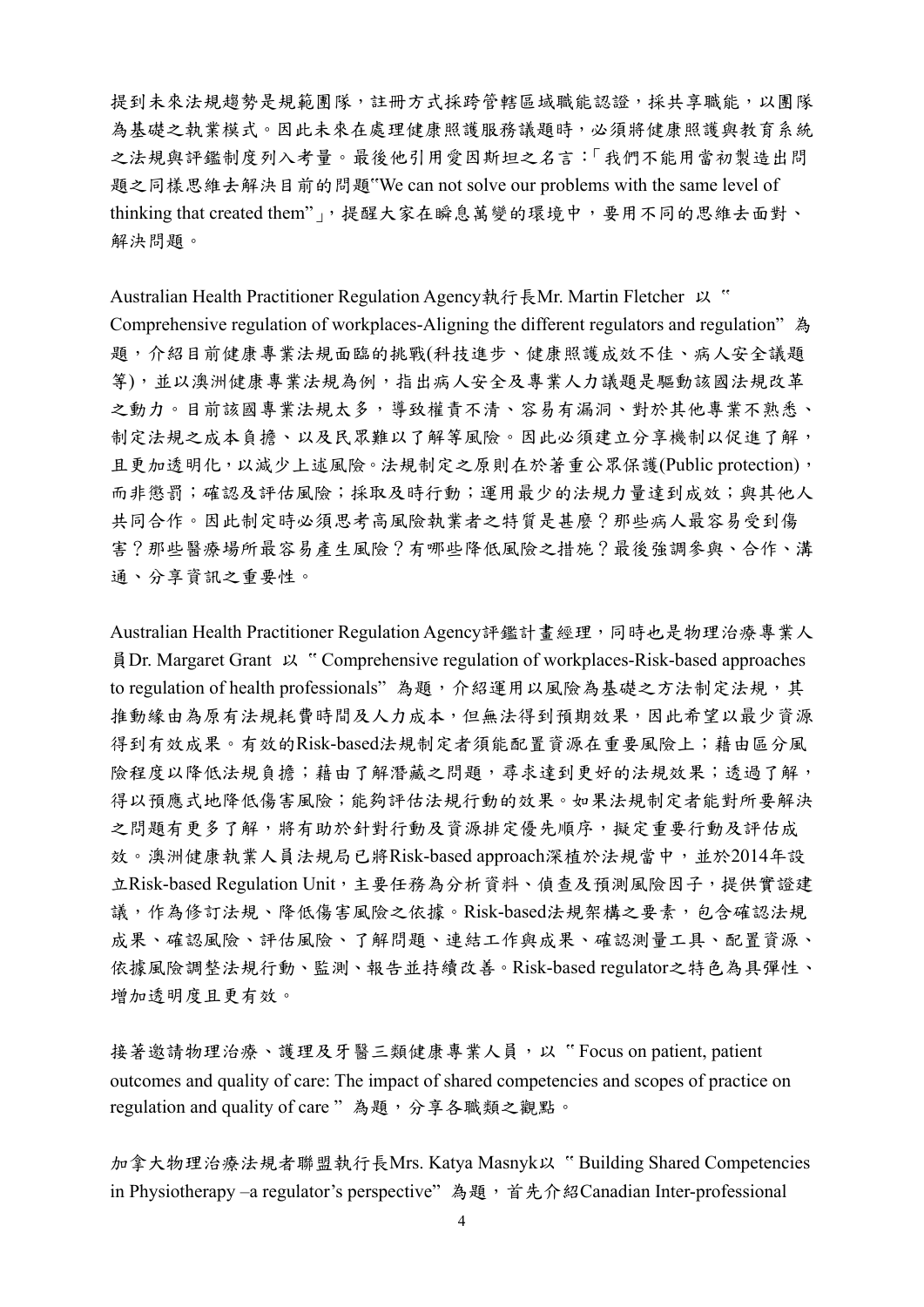提到未來法規趨勢是規範團隊，註冊方式採跨管轄區域職能認證，採共享職能，以團隊為基礎之執業模式。因此未來在處理健康照護服務議題時，必須將健康照護與教育系統之法規與評鑑制度列入考量。最後他引用愛因斯坦之名言：「我們不能用當初製造出問題之同樣思維去解決目前的問題"We can not solve our problems with the same level of thinking that created them"」，提醒大家在瞬息萬變的環境中，要用不同的思維去面對、解決問題。

Australian Health Practitioner Regulation Agency執行長Mr. Martin Fletcher 以 " Comprehensive regulation of workplaces-Aligning the different regulators and regulation" 為題，介紹目前健康專業法規面臨的挑戰(科技進步、健康照護成效不佳、病人安全議題等)，並以澳洲健康專業法規為例，指出病人安全及專業人力議題是驅動該國法規改革之動力。目前該國專業法規太多，導致權責不清、容易有漏洞、對於其他專業不熟悉、制定法規之成本負擔、以及民眾難以了解等風險。因此必須建立分享機制以促進了解，且更加透明化，以減少上述風險。法規制定之原則在於著重公眾保護(Public protection)，而非懲罰；確認及評估風險；採取及時行動；運用最少的法規力量達到成效；與其他人共同合作。因此制定時必須思考高風險執業者之特質是甚麼？那些病人最容易受到傷害？那些醫療場所最容易產生風險？有哪些降低風險之措施？最後強調參與、合作、溝通、分享資訊之重要性。

Australian Health Practitioner Regulation Agency評鑑計畫經理，同時也是物理治療專業人員Dr. Margaret Grant 以 " Comprehensive regulation of workplaces-Risk-based approaches to regulation of health professionals" 為題，介紹運用以風險為基礎之方法制定法規，其推動緣由為原有法規耗費時間及人力成本，但無法得到預期效果，因此希望以最少資源得到有效成果。有效的Risk-based法規制定者須能配置資源在重要風險上；藉由區分風險程度以降低法規負擔；藉由了解潛藏之問題，尋求達到更好的法規效果；透過了解，得以預應式地降低傷害風險；能夠評估法規行動的效果。如果法規制定者能對所要解決之問題有更多了解，將有助於針對行動及資源排定優先順序，擬定重要行動及評估成效。澳洲健康執業人員法規局已將Risk-based approach深植於法規當中，並於2014年設立Risk-based Regulation Unit，主要任務為分析資料、偵查及預測風險因子，提供實證建議，作為修訂法規、降低傷害風險之依據。Risk-based法規架構之要素，包含確認法規成果、確認風險、評估風險、了解問題、連結工作與成果、確認測量工具、配置資源、依據風險調整法規行動、監測、報告並持續改善。Risk-based regulator之特色為具彈性、增加透明度且更有效。

接著邀請物理治療、護理及牙醫三類健康專業人員，以 " Focus on patient, patient outcomes and quality of care: The impact of shared competencies and scopes of practice on regulation and quality of care " 為題，分享各職類之觀點。

加拿大物理治療法規者聯盟執行長Mrs. Katya Masnyk以 " Building Shared Competencies in Physiotherapy –a regulator's perspective" 為題，首先介紹Canadian Inter-professional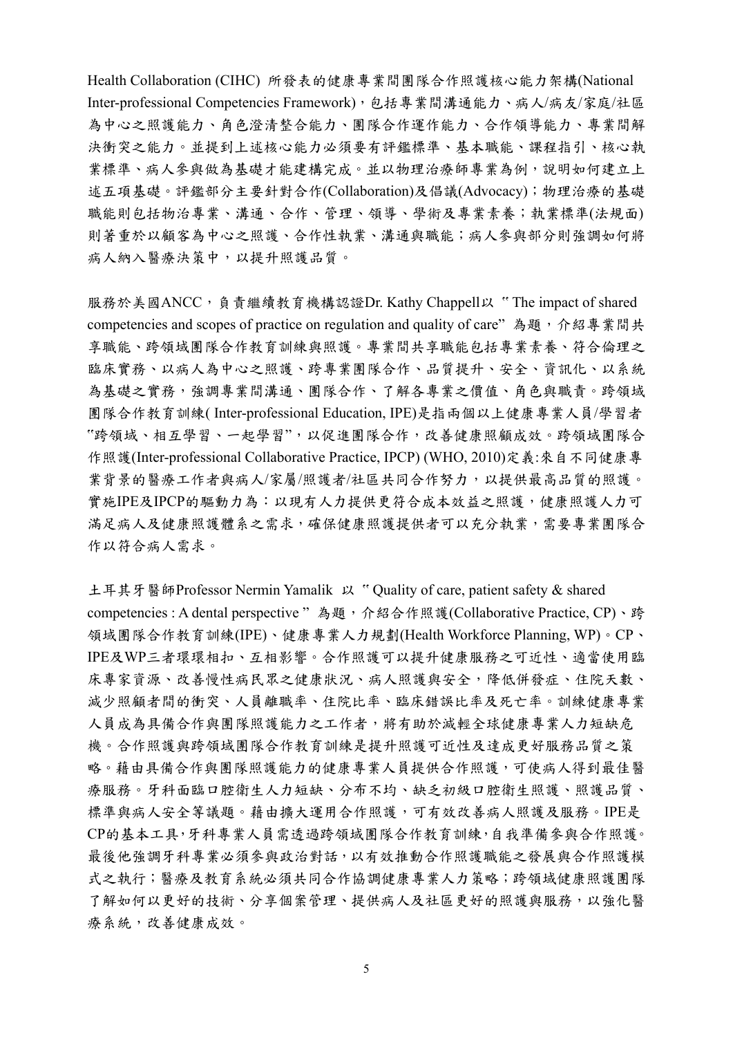Health Collaboration (CIHC) 所發表的健康專業間團隊合作照護核心能力架構(National Inter-professional Competencies Framework)，包括專業間溝通能力、病人/病友/家庭/社區為中心之照護能力、角色澄清整合能力、團隊合作運作能力、合作領導能力、專業間解決衝突之能力。並提到上述核心能力必須要有評鑑標準、基本職能、課程指引、核心執業標準、病人參與做為基礎才能建構完成。並以物理治療師專業為例，說明如何建立上述五項基礎。評鑑部分主要針對合作(Collaboration)及倡議(Advocacy)；物理治療的基礎職能則包括物治專業、溝通、合作、管理、領導、學術及專業素養；執業標準(法規面)則著重於以顧客為中心之照護、合作性執業、溝通與職能；病人參與部分則強調如何將病人納入醫療決策中，以提升照護品質。

服務於美國ANCC，負責繼續教育機構認證Dr. Kathy Chappell以〝The impact of shared competencies and scopes of practice on regulation and quality of care"為題，介紹專業間共享職能、跨領域團隊合作教育訓練與照護。專業間共享職能包括專業素養、符合倫理之臨床實務、以病人為中心之照護、跨專業團隊合作、品質提升、安全、資訊化、以系統為基礎之實務，強調專業間溝通、團隊合作、了解各專業之價值、角色與職責。跨領域團隊合作教育訓練( Inter-professional Education, IPE)是指兩個以上健康專業人員/學習者"跨領域、相互學習、一起學習"，以促進團隊合作，改善健康照顧成效。跨領域團隊合作照護(Inter-professional Collaborative Practice, IPCP) (WHO, 2010)定義:來自不同健康專業背景的醫療工作者與病人/家屬/照護者/社區共同合作努力，以提供最高品質的照護。實施IPE及IPCP的驅動力為：以現有人力提供更符合成本效益之照護，健康照護人力可滿足病人及健康照護體系之需求，確保健康照護提供者可以充分執業，需要專業團隊合作以符合病人需求。

土耳其牙醫師Professor Nermin Yamalik 以〝Quality of care, patient safety & shared competencies : A dental perspective"為題，介紹合作照護(Collaborative Practice, CP)、跨領域團隊合作教育訓練(IPE)、健康專業人力規劃(Health Workforce Planning, WP)。CP、IPE及WP三者環環相扣、互相影響。合作照護可以提升健康服務之可近性、適當使用臨床專家資源、改善慢性病民眾之健康狀況、病人照護與安全，降低併發症、住院天數、減少照顧者間的衝突、人員離職率、住院比率、臨床錯誤比率及死亡率。訓練健康專業人員成為具備合作與團隊照護能力之工作者，將有助於減輕全球健康專業人力短缺危機。合作照護與跨領域團隊合作教育訓練是提升照護可近性及達成更好服務品質之策略。藉由具備合作與團隊照護能力的健康專業人員提供合作照護，可使病人得到最佳醫療服務。牙科面臨口腔衛生人力短缺、分布不均、缺乏初級口腔衛生照護、照護品質、標準與病人安全等議題。藉由擴大運用合作照護，可有效改善病人照護及服務。IPE是CP的基本工具，牙科專業人員需透過跨領域團隊合作教育訓練，自我準備參與合作照護。最後他強調牙科專業必須參與政治對話，以有效推動合作照護職能之發展與合作照護模式之執行；醫療及教育系統必須共同合作協調健康專業人力策略；跨領域健康照護團隊了解如何以更好的技術、分享個案管理、提供病人及社區更好的照護與服務，以強化醫療系統，改善健康成效。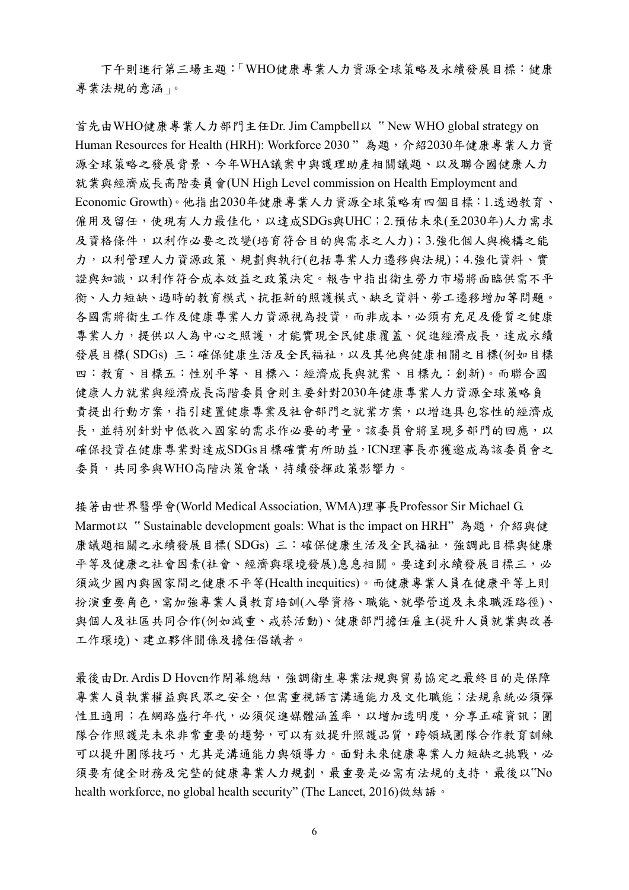下午則進行第三場主題：「WHO健康專業人力資源全球策略及永續發展目標：健康專業法規的意涵」。

首先由WHO健康專業人力部門主任Dr. Jim Campbell以〝New WHO global strategy on Human Resources for Health (HRH): Workforce 2030〞為題，介紹2030年健康專業人力資源全球策略之發展背景、今年WHA議案中與護理助產相關議題、以及聯合國健康人力就業與經濟成長高階委員會(UN High Level commission on Health Employment and Economic Growth)。他指出2030年健康專業人力資源全球策略有四個目標：1.透過教育、僱用及留任，使現有人力最佳化，以達成SDGs與UHC；2.預估未來(至2030年)人力需求及資格條件，以利作必要之改變(培育符合目的與需求之人力)；3.強化個人與機構之能力，以利管理人力資源政策、規劃與執行(包括專業人力遷移與法規)；4.強化資料、實證與知識，以利作符合成本效益之政策決定。報告中指出衛生勞力市場將面臨供需不平衡、人力短缺、過時的教育模式、抗拒新的照護模式、缺乏資料、勞工遷移增加等問題。各國需將衛生工作及健康專業人力資源視為投資，而非成本，必須有充足及優質之健康專業人力，提供以人為中心之照護，才能實現全民健康覆蓋、促進經濟成長，達成永續發展目標( SDGs) 三：確保健康生活及全民福祉，以及其他與健康相關之目標(例如目標四：教育、目標五：性別平等、目標八：經濟成長與就業、目標九：創新)。而聯合國健康人力就業與經濟成長高階委員會則主要針對2030年健康專業人力資源全球策略負責提出行動方案，指引建置健康專業及社會部門之就業方案，以增進具包容性的經濟成長，並特別針對中低收入國家的需求作必要的考量。該委員會將呈現多部門的回應，以確保投資在健康專業對達成SDGs目標確實有所助益，ICN理事長亦獲邀成為該委員會之委員，共同參與WHO高階決策會議，持續發揮政策影響力。

接著由世界醫學會(World Medical Association, WMA)理事長Professor Sir Michael G. Marmot以〝Sustainable development goals: What is the impact on HRH”為題，介紹與健康議題相關之永續發展目標( SDGs) 三：確保健康生活及全民福祉，強調此目標與健康平等及健康之社會因素(社會、經濟與環境發展)息息相關。要達到永續發展目標三，必須減少國內與國家間之健康不平等(Health inequities)。而健康專業人員在健康平等上則扮演重要角色，需加強專業人員教育培訓(入學資格、職能、就學管道及未來職涯路徑)、與個人及社區共同合作(例如減重、戒菸活動)、健康部門擔任雇主(提升人員就業與改善工作環境)、建立夥伴關係及擔任倡議者。

最後由Dr. Ardis D Hoven作閉幕總結，強調衛生專業法規與貿易協定之最終目的是保障專業人員執業權益與民眾之安全，但需重視語言溝通能力及文化職能；法規系統必須彈性且適用；在網路盛行年代，必須促進媒體涵蓋率，以增加透明度，分享正確資訊；團隊合作照護是未來非常重要的趨勢，可以有效提升照護品質，跨領域團隊合作教育訓練可以提升團隊技巧，尤其是溝通能力與領導力。面對未來健康專業人力短缺之挑戰，必須要有健全財務及完整的健康專業人力規劃，最重要是必需有法規的支持，最後以〝No health workforce, no global health security” (The Lancet, 2016)做結語。